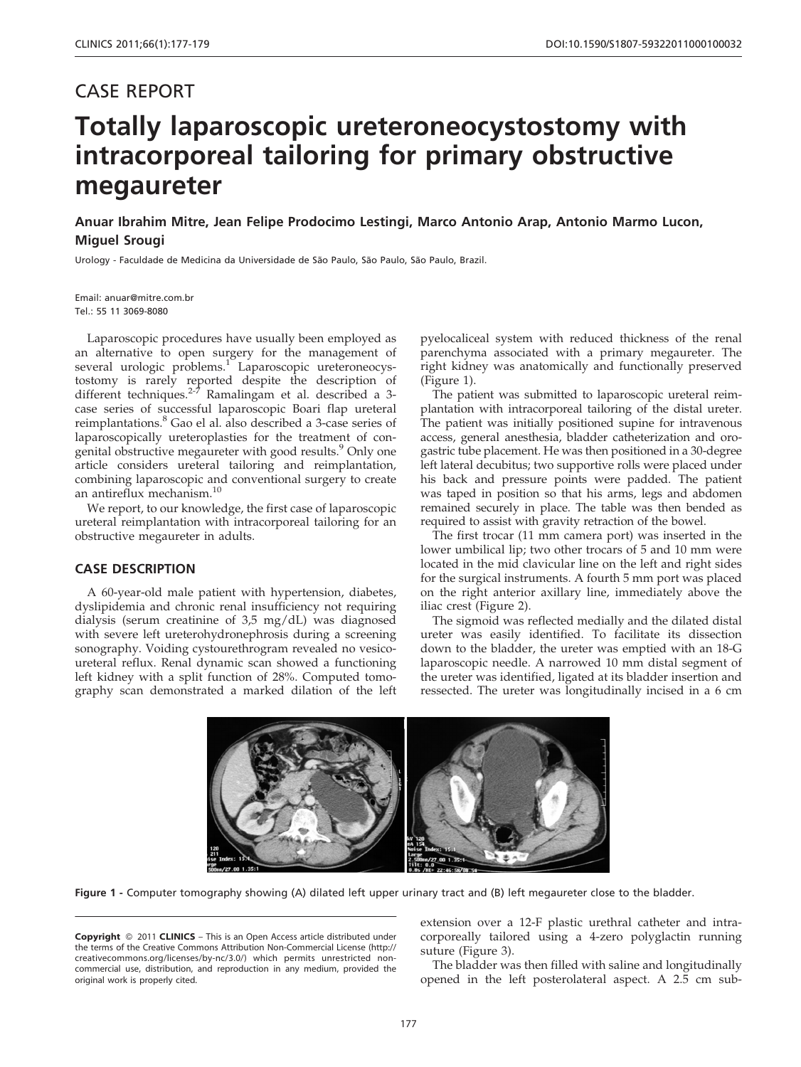CASE REPORT

# Totally laparoscopic ureteroneocystostomy with intracorporeal tailoring for primary obstructive megaureter

**Anuar Ibrahim Mitre, Jean Felipe Prodocimo Lestingi, Marco Antonio Arap, Antonio Marmo Lucon, Miguel Srougi**

Urology - Faculdade de Medicina da Universidade de São Paulo, São Paulo, São Paulo, Brazil.

Email: anuar@mitre.com.br
Tel.: 55 11 3069-8080

Laparoscopic procedures have usually been employed as an alternative to open surgery for the management of several urologic problems.[1] Laparoscopic ureteroneocystostomy is rarely reported despite the description of different techniques.[2-7] Ramalingam et al. described a 3-case series of successful laparoscopic Boari flap ureteral reimplantations.[8] Gao el al. also described a 3-case series of laparoscopically ureteroplasties for the treatment of congenital obstructive megaureter with good results.[9] Only one article considers ureteral tailoring and reimplantation, combining laparoscopic and conventional surgery to create an antireflux mechanism.[10]

We report, to our knowledge, the first case of laparoscopic ureteral reimplantation with intracorporeal tailoring for an obstructive megaureter in adults.

## CASE DESCRIPTION

A 60-year-old male patient with hypertension, diabetes, dyslipidemia and chronic renal insufficiency not requiring dialysis (serum creatinine of 3,5 mg/dL) was diagnosed with severe left ureterohydronephrosis during a screening sonography. Voiding cystourethrogram revealed no vesicoureteral reflux. Renal dynamic scan showed a functioning left kidney with a split function of 28%. Computed tomography scan demonstrated a marked dilation of the left pyelocaliceal system with reduced thickness of the renal parenchyma associated with a primary megaureter. The right kidney was anatomically and functionally preserved (Figure 1).

The patient was submitted to laparoscopic ureteral reimplantation with intracorporeal tailoring of the distal ureter. The patient was initially positioned supine for intravenous access, general anesthesia, bladder catheterization and orogastric tube placement. He was then positioned in a 30-degree left lateral decubitus; two supportive rolls were placed under his back and pressure points were padded. The patient was taped in position so that his arms, legs and abdomen remained securely in place. The table was then bended as required to assist with gravity retraction of the bowel.

The first trocar (11 mm camera port) was inserted in the lower umbilical lip; two other trocars of 5 and 10 mm were located in the mid clavicular line on the left and right sides for the surgical instruments. A fourth 5 mm port was placed on the right anterior axillary line, immediately above the iliac crest (Figure 2).

The sigmoid was reflected medially and the dilated distal ureter was easily identified. To facilitate its dissection down to the bladder, the ureter was emptied with an 18-G laparoscopic needle. A narrowed 10 mm distal segment of the ureter was identified, ligated at its bladder insertion and ressected. The ureter was longitudinally incised in a 6 cm extension over a 12-F plastic urethral catheter and intracorporeally tailored using a 4-zero polyglactin running suture (Figure 3).

Figure 1 - Computer tomography showing (A) dilated left upper urinary tract and (B) left megaureter close to the bladder.

The bladder was then filled with saline and longitudinally opened in the left posterolateral aspect. A 2.5 cm sub-

**Copyright** © 2011 **CLINICS** – This is an Open Access article distributed under the terms of the Creative Commons Attribution Non-Commercial License (http://creativecommons.org/licenses/by-nc/3.0/) which permits unrestricted noncommercial use, distribution, and reproduction in any medium, provided the original work is properly cited.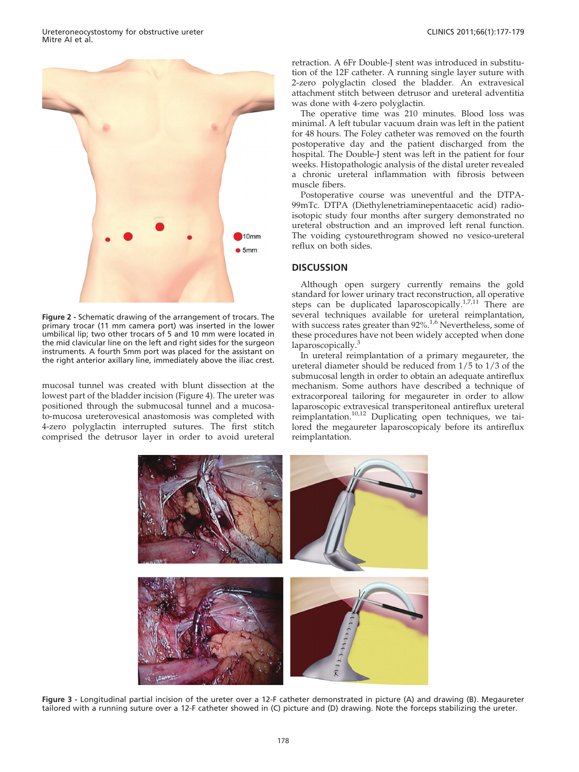Figure 2 - Schematic drawing of the arrangement of trocars. The primary trocar (11 mm camera port) was inserted in the lower umbilical lip; two other trocars of 5 and 10 mm were located in the mid clavicular line on the left and right sides for the surgeon instruments. A fourth 5mm port was placed for the assistant on the right anterior axillary line, immediately above the iliac crest.

mucosal tunnel was created with blunt dissection at the lowest part of the bladder incision (Figure 4). The ureter was positioned through the submucosal tunnel and a mucosa-to-mucosa ureterovesical anastomosis was completed with 4-zero polyglactin interrupted sutures. The first stitch comprised the detrusor layer in order to avoid ureteral retraction. A 6Fr Double-J stent was introduced in substitution of the 12F catheter. A running single layer suture with 2-zero polyglactin closed the bladder. An extravesical attachment stitch between detrusor and ureteral adventitia was done with 4-zero polyglactin.

The operative time was 210 minutes. Blood loss was minimal. A left tubular vacuum drain was left in the patient for 48 hours. The Foley catheter was removed on the fourth postoperative day and the patient discharged from the hospital. The Double-J stent was left in the patient for four weeks. Histopathologic analysis of the distal ureter revealed a chronic ureteral inflammation with fibrosis between muscle fibers.

Postoperative course was uneventful and the DTPA-99mTc. DTPA (Diethylenetriaminepentaacetic acid) radioisotopic study four months after surgery demonstrated no ureteral obstruction and an improved left renal function. The voiding cystourethrogram showed no vesico-ureteral reflux on both sides.

## DISCUSSION

Although open surgery currently remains the gold standard for lower urinary tract reconstruction, all operative steps can be duplicated laparoscopically.[1,7,11] There are several techniques available for ureteral reimplantation, with success rates greater than 92%.[1,6] Nevertheless, some of these procedures have not been widely accepted when done laparoscopically.[3]

In ureteral reimplantation of a primary megaureter, the ureteral diameter should be reduced from 1/5 to 1/3 of the submucosal length in order to obtain an adequate antireflux mechanism. Some authors have described a technique of extracorporeal tailoring for megaureter in order to allow laparoscopic extravesical transperitoneal antireflux ureteral reimplantation.[10,12] Duplicating open techniques, we tailored the megaureter laparoscopicaly before its antireflux reimplantation.

Figure 3 - Longitudinal partial incision of the ureter over a 12-F catheter demonstrated in picture (A) and drawing (B). Megaureter tailored with a running suture over a 12-F catheter showed in (C) picture and (D) drawing. Note the forceps stabilizing the ureter.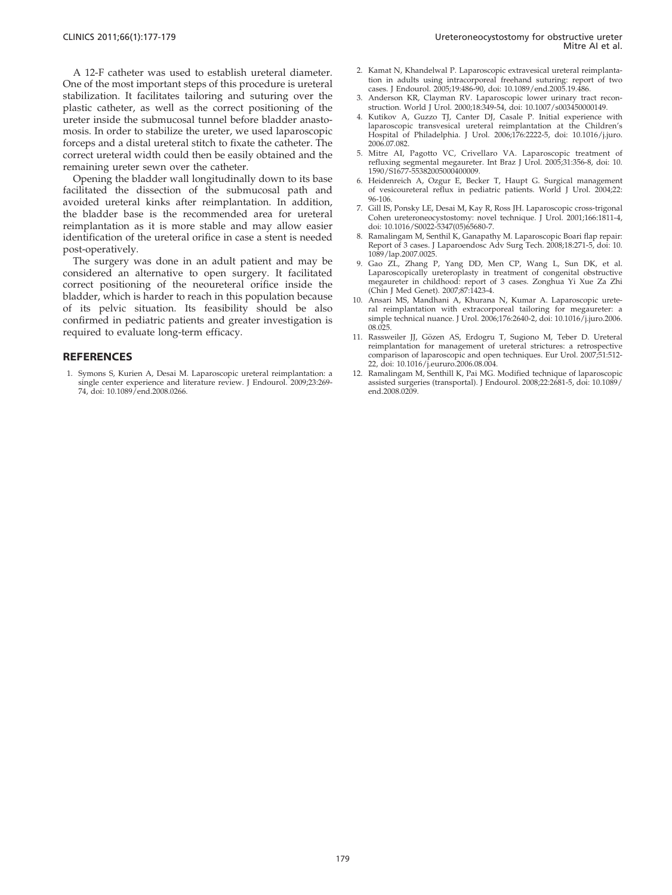A 12-F catheter was used to establish ureteral diameter. One of the most important steps of this procedure is ureteral stabilization. It facilitates tailoring and suturing over the plastic catheter, as well as the correct positioning of the ureter inside the submucosal tunnel before bladder anastomosis. In order to stabilize the ureter, we used laparoscopic forceps and a distal ureteral stitch to fixate the catheter. The correct ureteral width could then be easily obtained and the remaining ureter sewn over the catheter.

Opening the bladder wall longitudinally down to its base facilitated the dissection of the submucosal path and avoided ureteral kinks after reimplantation. In addition, the bladder base is the recommended area for ureteral reimplantation as it is more stable and may allow easier identification of the ureteral orifice in case a stent is needed post-operatively.

The surgery was done in an adult patient and may be considered an alternative to open surgery. It facilitated correct positioning of the neoureteral orifice inside the bladder, which is harder to reach in this population because of its pelvic situation. Its feasibility should be also confirmed in pediatric patients and greater investigation is required to evaluate long-term efficacy.

## REFERENCES

1. Symons S, Kurien A, Desai M. Laparoscopic ureteral reimplantation: a single center experience and literature review. J Endourol. 2009;23:269-74, doi: 10.1089/end.2008.0266.
2. Kamat N, Khandelwal P. Laparoscopic extravesical ureteral reimplantation in adults using intracorporeal freehand suturing: report of two cases. J Endourol. 2005;19:486-90, doi: 10.1089/end.2005.19.486.
3. Anderson KR, Clayman RV. Laparoscopic lower urinary tract reconstruction. World J Urol. 2000;18:349-54, doi: 10.1007/s003450000149.
4. Kutikov A, Guzzo TJ, Canter DJ, Casale P. Initial experience with laparoscopic transvesical ureteral reimplantation at the Children's Hospital of Philadelphia. J Urol. 2006;176:2222-5, doi: 10.1016/j.juro.2006.07.082.
5. Mitre AI, Pagotto VC, Crivellaro VA. Laparoscopic treatment of refluxing segmental megaureter. Int Braz J Urol. 2005;31:356-8, doi: 10.1590/S1677-55382005000400009.
6. Heidenreich A, Ozgur E, Becker T, Haupt G. Surgical management of vesicoureteral reflux in pediatric patients. World J Urol. 2004;22:96-106.
7. Gill IS, Ponsky LE, Desai M, Kay R, Ross JH. Laparoscopic cross-trigonal Cohen ureteroneocystostomy: novel technique. J Urol. 2001;166:1811-4, doi: 10.1016/S0022-5347(05)65680-7.
8. Ramalingam M, Senthil K, Ganapathy M. Laparoscopic Boari flap repair: Report of 3 cases. J Laparoendosc Adv Surg Tech. 2008;18:271-5, doi: 10.1089/lap.2007.0025.
9. Gao ZL, Zhang P, Yang DD, Men CP, Wang L, Sun DK, et al. Laparoscopically ureteroplasty in treatment of congenital obstructive megaureter in childhood: report of 3 cases. Zonghua Yi Xue Za Zhi (Chin J Med Genet). 2007;87:1423-4.
10. Ansari MS, Mandhani A, Khurana N, Kumar A. Laparoscopic ureteral reimplantation with extracorporeal tailoring for megaureter: a simple technical nuance. J Urol. 2006;176:2640-2, doi: 10.1016/j.juro.2006.08.025.
11. Rassweiler JJ, Gözen AS, Erdogru T, Sugiono M, Teber D. Ureteral reimplantation for management of ureteral strictures: a retrospective comparison of laparoscopic and open techniques. Eur Urol. 2007;51:512-22, doi: 10.1016/j.eururo.2006.08.004.
12. Ramalingam M, Senthill K, Pai MG. Modified technique of laparoscopic assisted surgeries (transportal). J Endourol. 2008;22:2681-5, doi: 10.1089/end.2008.0209.